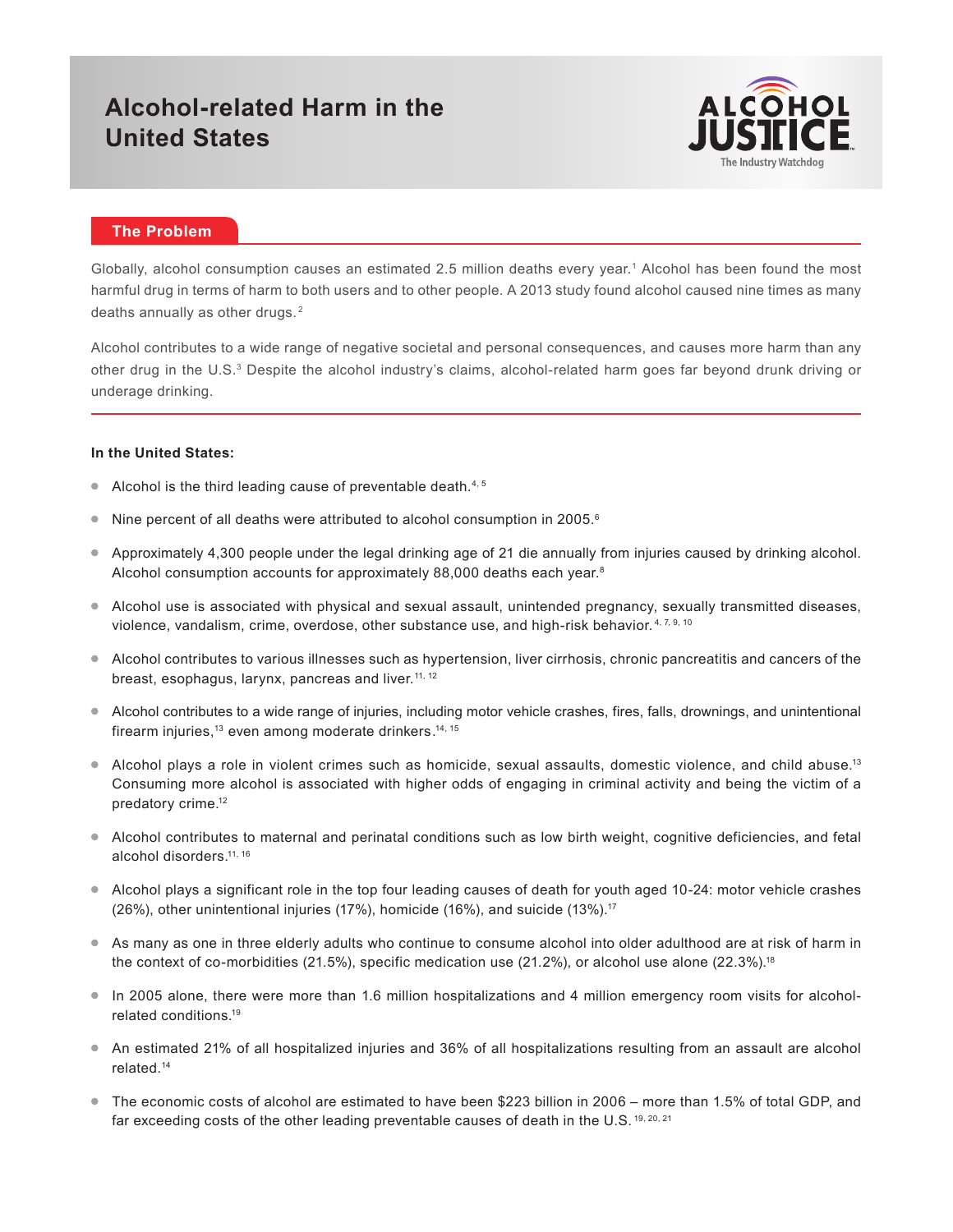# Alcohol-related Harm in the United States

ALCOHOL JUSTICE
The Industry Watchdog

## The Problem

Globally, alcohol consumption causes an estimated 2.5 million deaths every year.[1] Alcohol has been found the most harmful drug in terms of harm to both users and to other people. A 2013 study found alcohol caused nine times as many deaths annually as other drugs.[2]

Alcohol contributes to a wide range of negative societal and personal consequences, and causes more harm than any other drug in the U.S.[3] Despite the alcohol industry's claims, alcohol-related harm goes far beyond drunk driving or underage drinking.

**In the United States:**

- Alcohol is the third leading cause of preventable death.[4, 5]
- Nine percent of all deaths were attributed to alcohol consumption in 2005.[6]
- Approximately 4,300 people under the legal drinking age of 21 die annually from injuries caused by drinking alcohol. Alcohol consumption accounts for approximately 88,000 deaths each year.[8]
- Alcohol use is associated with physical and sexual assault, unintended pregnancy, sexually transmitted diseases, violence, vandalism, crime, overdose, other substance use, and high-risk behavior.[4, 7, 9, 10]
- Alcohol contributes to various illnesses such as hypertension, liver cirrhosis, chronic pancreatitis and cancers of the breast, esophagus, larynx, pancreas and liver.[11, 12]
- Alcohol contributes to a wide range of injuries, including motor vehicle crashes, fires, falls, drownings, and unintentional firearm injuries,[13] even among moderate drinkers.[14, 15]
- Alcohol plays a role in violent crimes such as homicide, sexual assaults, domestic violence, and child abuse.[13] Consuming more alcohol is associated with higher odds of engaging in criminal activity and being the victim of a predatory crime.[12]
- Alcohol contributes to maternal and perinatal conditions such as low birth weight, cognitive deficiencies, and fetal alcohol disorders.[11, 16]
- Alcohol plays a significant role in the top four leading causes of death for youth aged 10-24: motor vehicle crashes (26%), other unintentional injuries (17%), homicide (16%), and suicide (13%).[17]
- As many as one in three elderly adults who continue to consume alcohol into older adulthood are at risk of harm in the context of co-morbidities (21.5%), specific medication use (21.2%), or alcohol use alone (22.3%).[18]
- In 2005 alone, there were more than 1.6 million hospitalizations and 4 million emergency room visits for alcohol-related conditions.[19]
- An estimated 21% of all hospitalized injuries and 36% of all hospitalizations resulting from an assault are alcohol related.[14]
- The economic costs of alcohol are estimated to have been $223 billion in 2006 – more than 1.5% of total GDP, and far exceeding costs of the other leading preventable causes of death in the U.S.[19, 20, 21]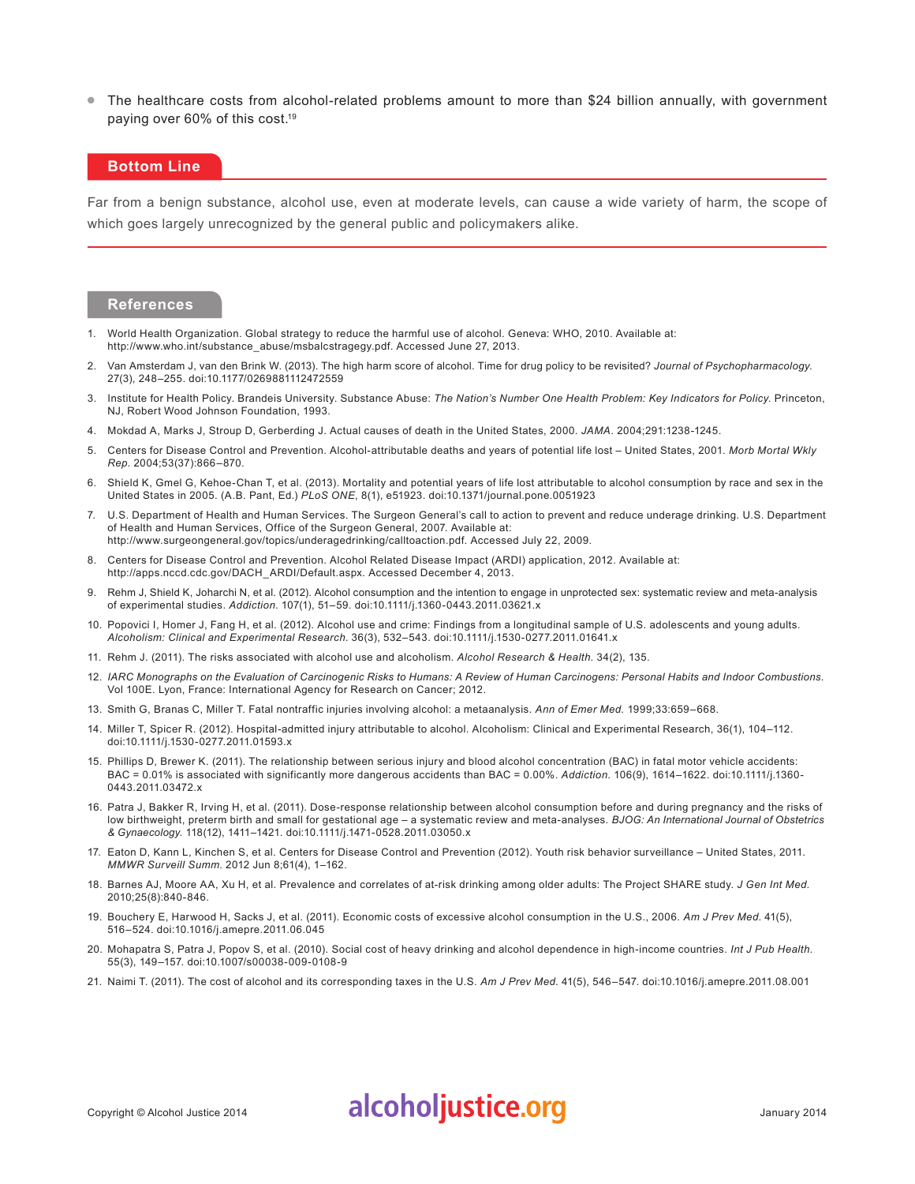- The healthcare costs from alcohol-related problems amount to more than $24 billion annually, with government paying over 60% of this cost.[19]

## Bottom Line

Far from a benign substance, alcohol use, even at moderate levels, can cause a wide variety of harm, the scope of which goes largely unrecognized by the general public and policymakers alike.

## References

1. World Health Organization. Global strategy to reduce the harmful use of alcohol. Geneva: WHO, 2010. Available at: http://www.who.int/substance_abuse/msbalcstragegy.pdf. Accessed June 27, 2013.
2. Van Amsterdam J, van den Brink W. (2013). The high harm score of alcohol. Time for drug policy to be revisited? *Journal of Psychopharmacology*. 27(3), 248–255. doi:10.1177/0269881112472559
3. Institute for Health Policy. Brandeis University. Substance Abuse: *The Nation's Number One Health Problem: Key Indicators for Policy*. Princeton, NJ, Robert Wood Johnson Foundation, 1993.
4. Mokdad A, Marks J, Stroup D, Gerberding J. Actual causes of death in the United States, 2000. *JAMA*. 2004;291:1238-1245.
5. Centers for Disease Control and Prevention. Alcohol-attributable deaths and years of potential life lost – United States, 2001. *Morb Mortal Wkly Rep*. 2004;53(37):866–870.
6. Shield K, Gmel G, Kehoe-Chan T, et al. (2013). Mortality and potential years of life lost attributable to alcohol consumption by race and sex in the United States in 2005. (A.B. Pant, Ed.) *PLoS ONE*, 8(1), e51923. doi:10.1371/journal.pone.0051923
7. U.S. Department of Health and Human Services. The Surgeon General's call to action to prevent and reduce underage drinking. U.S. Department of Health and Human Services, Office of the Surgeon General, 2007. Available at: http://www.surgeongeneral.gov/topics/underagedrinking/calltoaction.pdf. Accessed July 22, 2009.
8. Centers for Disease Control and Prevention. Alcohol Related Disease Impact (ARDI) application, 2012. Available at: http://apps.nccd.cdc.gov/DACH_ARDI/Default.aspx. Accessed December 4, 2013.
9. Rehm J, Shield K, Joharchi N, et al. (2012). Alcohol consumption and the intention to engage in unprotected sex: systematic review and meta-analysis of experimental studies. *Addiction*. 107(1), 51–59. doi:10.1111/j.1360-0443.2011.03621.x
10. Popovici I, Homer J, Fang H, et al. (2012). Alcohol use and crime: Findings from a longitudinal sample of U.S. adolescents and young adults. *Alcoholism: Clinical and Experimental Research*. 36(3), 532–543. doi:10.1111/j.1530-0277.2011.01641.x
11. Rehm J. (2011). The risks associated with alcohol use and alcoholism. *Alcohol Research & Health*. 34(2), 135.
12. *IARC Monographs on the Evaluation of Carcinogenic Risks to Humans: A Review of Human Carcinogens: Personal Habits and Indoor Combustions*. Vol 100E. Lyon, France: International Agency for Research on Cancer; 2012.
13. Smith G, Branas C, Miller T. Fatal nontraffic injuries involving alcohol: a metaanalysis. *Ann of Emer Med*. 1999;33:659–668.
14. Miller T, Spicer R. (2012). Hospital-admitted injury attributable to alcohol. Alcoholism: Clinical and Experimental Research, 36(1), 104–112. doi:10.1111/j.1530-0277.2011.01593.x
15. Phillips D, Brewer K. (2011). The relationship between serious injury and blood alcohol concentration (BAC) in fatal motor vehicle accidents: BAC = 0.01% is associated with significantly more dangerous accidents than BAC = 0.00%. *Addiction*. 106(9), 1614–1622. doi:10.1111/j.1360-0443.2011.03472.x
16. Patra J, Bakker R, Irving H, et al. (2011). Dose-response relationship between alcohol consumption before and during pregnancy and the risks of low birthweight, preterm birth and small for gestational age – a systematic review and meta-analyses. *BJOG: An International Journal of Obstetrics & Gynaecology*. 118(12), 1411–1421. doi:10.1111/j.1471-0528.2011.03050.x
17. Eaton D, Kann L, Kinchen S, et al. Centers for Disease Control and Prevention (2012). Youth risk behavior surveillance – United States, 2011. *MMWR Surveill Summ*. 2012 Jun 8;61(4), 1–162.
18. Barnes AJ, Moore AA, Xu H, et al. Prevalence and correlates of at-risk drinking among older adults: The Project SHARE study. *J Gen Int Med*. 2010;25(8):840-846.
19. Bouchery E, Harwood H, Sacks J, et al. (2011). Economic costs of excessive alcohol consumption in the U.S., 2006. *Am J Prev Med*. 41(5), 516–524. doi:10.1016/j.amepre.2011.06.045
20. Mohapatra S, Patra J, Popov S, et al. (2010). Social cost of heavy drinking and alcohol dependence in high-income countries. *Int J Pub Health*. 55(3), 149–157. doi:10.1007/s00038-009-0108-9
21. Naimi T. (2011). The cost of alcohol and its corresponding taxes in the U.S. *Am J Prev Med*. 41(5), 546–547. doi:10.1016/j.amepre.2011.08.001

Copyright © Alcohol Justice 2014 alcoholjustice.org January 2014